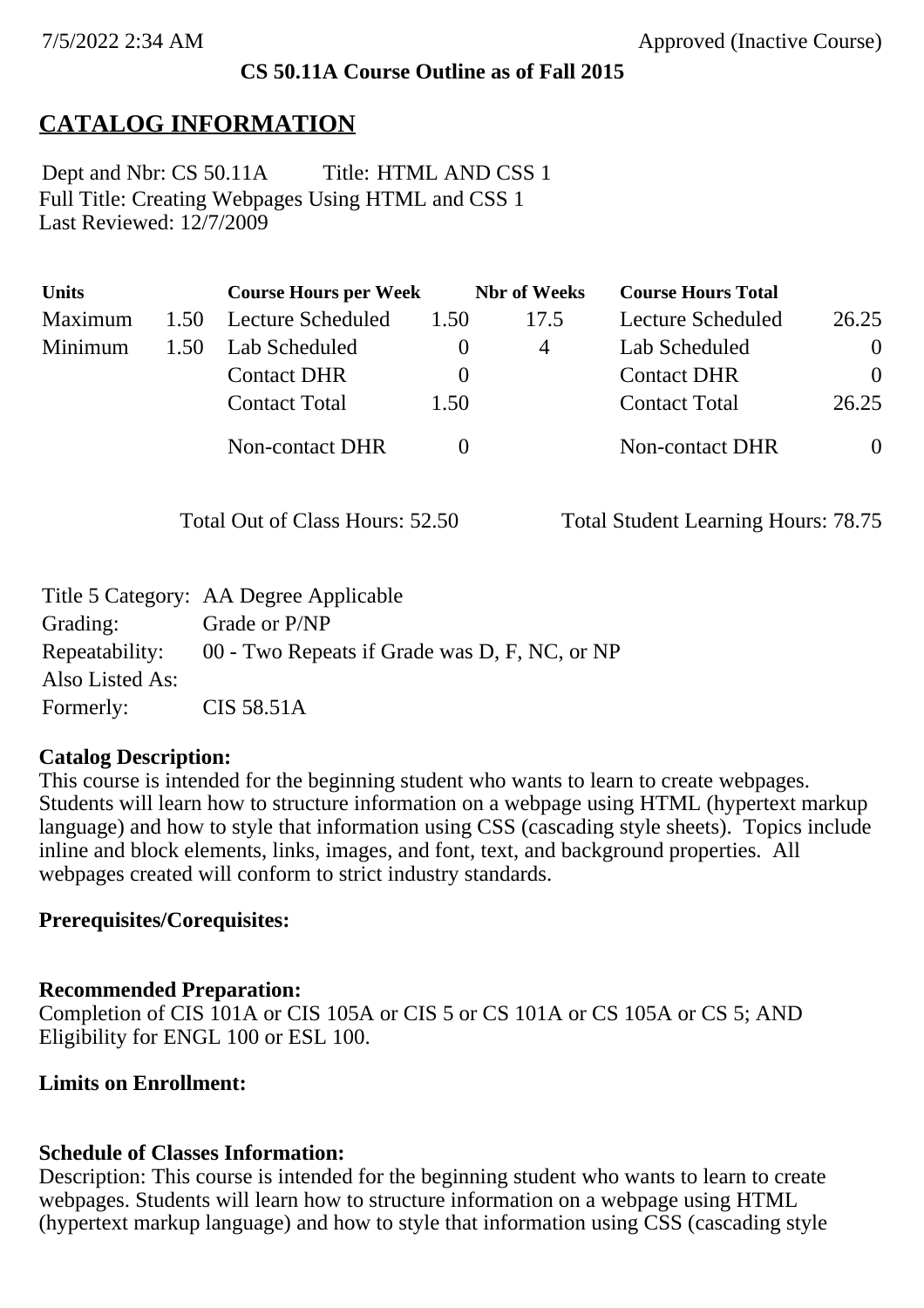**CS 50.11A Course Outline as of Fall 2015**

# CATALOG INFORMATION

Dept and Nbr: CS 50.11A Title: HTML AND CSS 1
Full Title: Creating Webpages Using HTML and CSS 1
Last Reviewed: 12/7/2009

| Units | | Course Hours per Week | | Nbr of Weeks | Course Hours Total | |
|---|---|---|---|---|---|---|
| Maximum | 1.50 | Lecture Scheduled | 1.50 | 17.5 | Lecture Scheduled | 26.25 |
| Minimum | 1.50 | Lab Scheduled | 0 | 4 | Lab Scheduled | 0 |
| | | Contact DHR | 0 | | Contact DHR | 0 |
| | | Contact Total | 1.50 | | Contact Total | 26.25 |
| | | Non-contact DHR | 0 | | Non-contact DHR | 0 |

Total Out of Class Hours: 52.50 Total Student Learning Hours: 78.75

| | |
|---|---|
| Title 5 Category: | AA Degree Applicable |
| Grading: | Grade or P/NP |
| Repeatability: | 00 - Two Repeats if Grade was D, F, NC, or NP |
| Also Listed As: | |
| Formerly: | CIS 58.51A |

**Catalog Description:**
This course is intended for the beginning student who wants to learn to create webpages. Students will learn how to structure information on a webpage using HTML (hypertext markup language) and how to style that information using CSS (cascading style sheets). Topics include inline and block elements, links, images, and font, text, and background properties. All webpages created will conform to strict industry standards.

**Prerequisites/Corequisites:**

**Recommended Preparation:**
Completion of CIS 101A or CIS 105A or CIS 5 or CS 101A or CS 105A or CS 5; AND Eligibility for ENGL 100 or ESL 100.

**Limits on Enrollment:**

**Schedule of Classes Information:**
Description: This course is intended for the beginning student who wants to learn to create webpages. Students will learn how to structure information on a webpage using HTML (hypertext markup language) and how to style that information using CSS (cascading style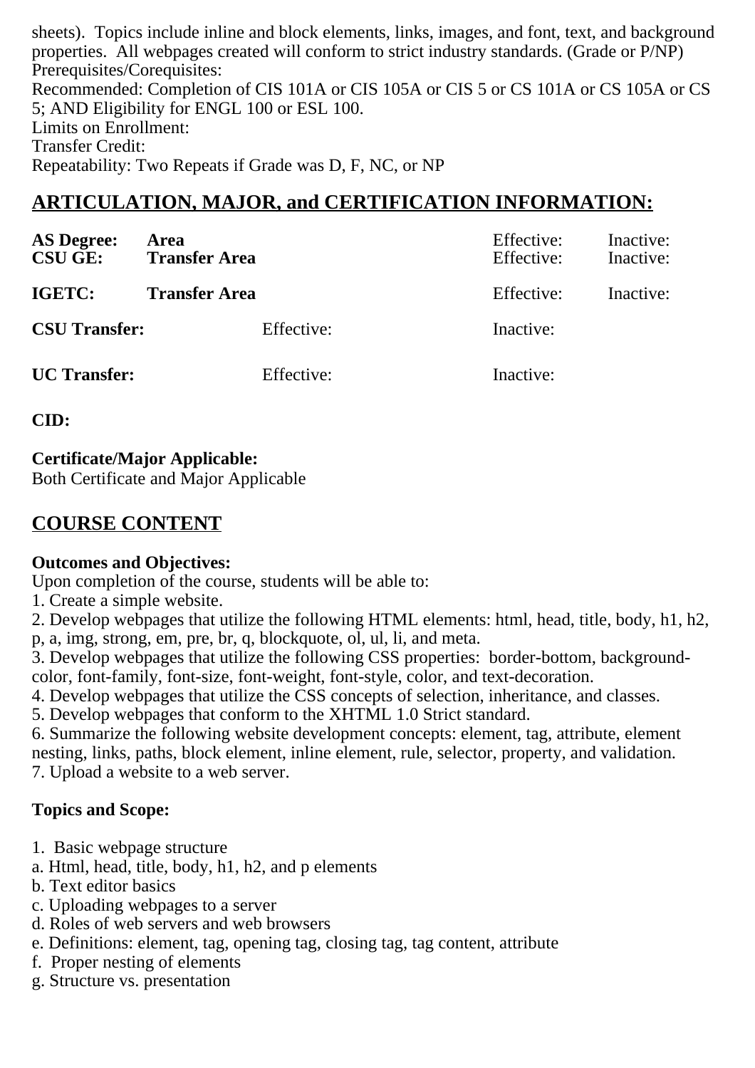sheets). Topics include inline and block elements, links, images, and font, text, and background properties. All webpages created will conform to strict industry standards. (Grade or P/NP)
Prerequisites/Corequisites:
Recommended: Completion of CIS 101A or CIS 105A or CIS 5 or CS 101A or CS 105A or CS 5; AND Eligibility for ENGL 100 or ESL 100.
Limits on Enrollment:
Transfer Credit:
Repeatability: Two Repeats if Grade was D, F, NC, or NP

## ARTICULATION, MAJOR, and CERTIFICATION INFORMATION:

| | | | | |
|---|---|---|---|---|
| **AS Degree:** | **Area** | | Effective: | Inactive: |
| **CSU GE:** | **Transfer Area** | | Effective: | Inactive: |
| **IGETC:** | **Transfer Area** | | Effective: | Inactive: |
| **CSU Transfer:** | | Effective: | Inactive: | |
| **UC Transfer:** | | Effective: | Inactive: | |

**CID:**

**Certificate/Major Applicable:**
Both Certificate and Major Applicable

## COURSE CONTENT

**Outcomes and Objectives:**
Upon completion of the course, students will be able to:
1. Create a simple website.
2. Develop webpages that utilize the following HTML elements: html, head, title, body, h1, h2, p, a, img, strong, em, pre, br, q, blockquote, ol, ul, li, and meta.
3. Develop webpages that utilize the following CSS properties: border-bottom, background-color, font-family, font-size, font-weight, font-style, color, and text-decoration.
4. Develop webpages that utilize the CSS concepts of selection, inheritance, and classes.
5. Develop webpages that conform to the XHTML 1.0 Strict standard.
6. Summarize the following website development concepts: element, tag, attribute, element nesting, links, paths, block element, inline element, rule, selector, property, and validation.
7. Upload a website to a web server.

**Topics and Scope:**

1. Basic webpage structure
a. Html, head, title, body, h1, h2, and p elements
b. Text editor basics
c. Uploading webpages to a server
d. Roles of web servers and web browsers
e. Definitions: element, tag, opening tag, closing tag, tag content, attribute
f. Proper nesting of elements
g. Structure vs. presentation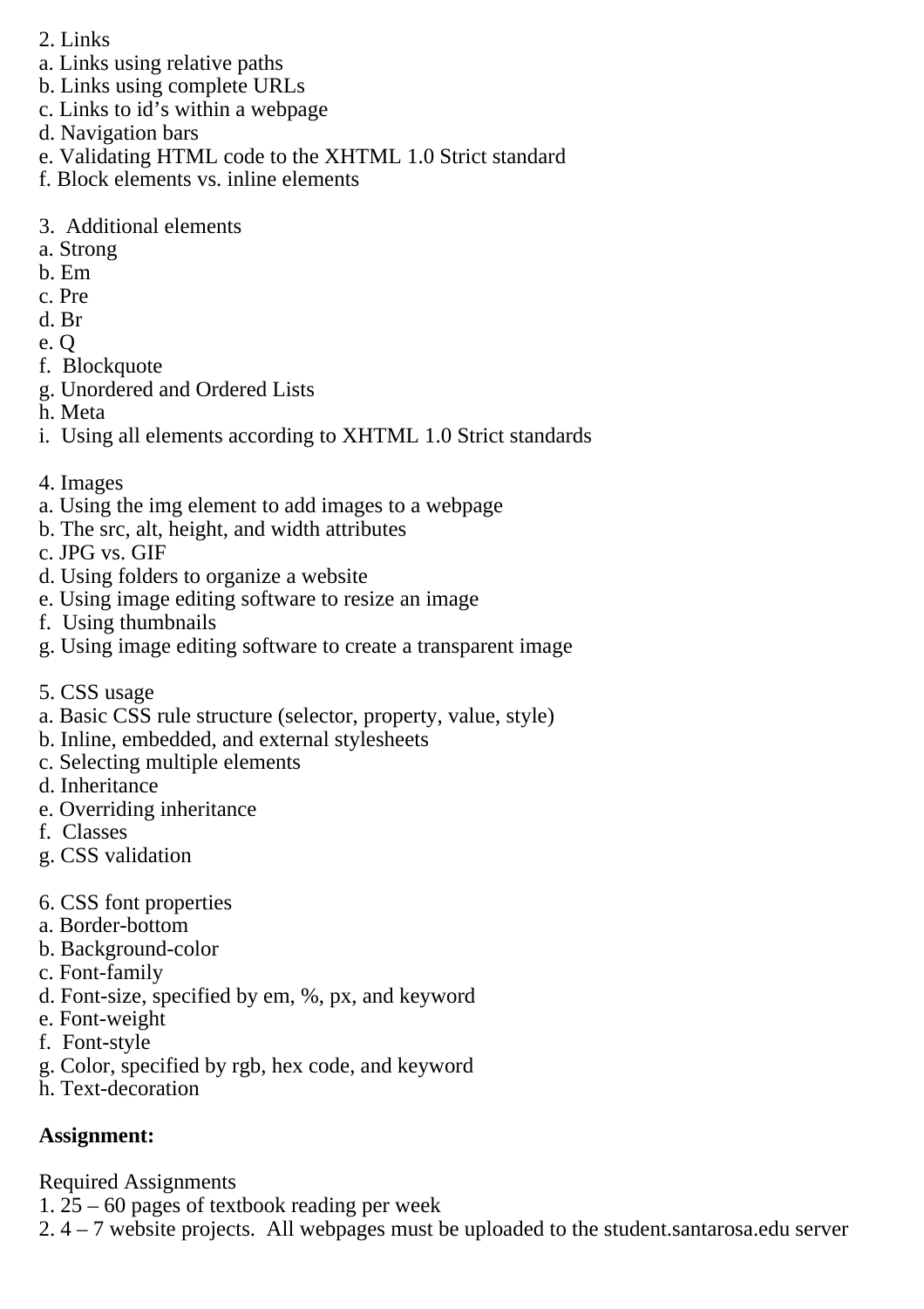2. Links
a. Links using relative paths
b. Links using complete URLs
c. Links to id's within a webpage
d. Navigation bars
e. Validating HTML code to the XHTML 1.0 Strict standard
f. Block elements vs. inline elements

3. Additional elements
a. Strong
b. Em
c. Pre
d. Br
e. Q
f. Blockquote
g. Unordered and Ordered Lists
h. Meta
i. Using all elements according to XHTML 1.0 Strict standards

4. Images
a. Using the img element to add images to a webpage
b. The src, alt, height, and width attributes
c. JPG vs. GIF
d. Using folders to organize a website
e. Using image editing software to resize an image
f. Using thumbnails
g. Using image editing software to create a transparent image

5. CSS usage
a. Basic CSS rule structure (selector, property, value, style)
b. Inline, embedded, and external stylesheets
c. Selecting multiple elements
d. Inheritance
e. Overriding inheritance
f. Classes
g. CSS validation

6. CSS font properties
a. Border-bottom
b. Background-color
c. Font-family
d. Font-size, specified by em, %, px, and keyword
e. Font-weight
f. Font-style
g. Color, specified by rgb, hex code, and keyword
h. Text-decoration

**Assignment:**

Required Assignments
1. 25 – 60 pages of textbook reading per week
2. 4 – 7 website projects. All webpages must be uploaded to the student.santarosa.edu server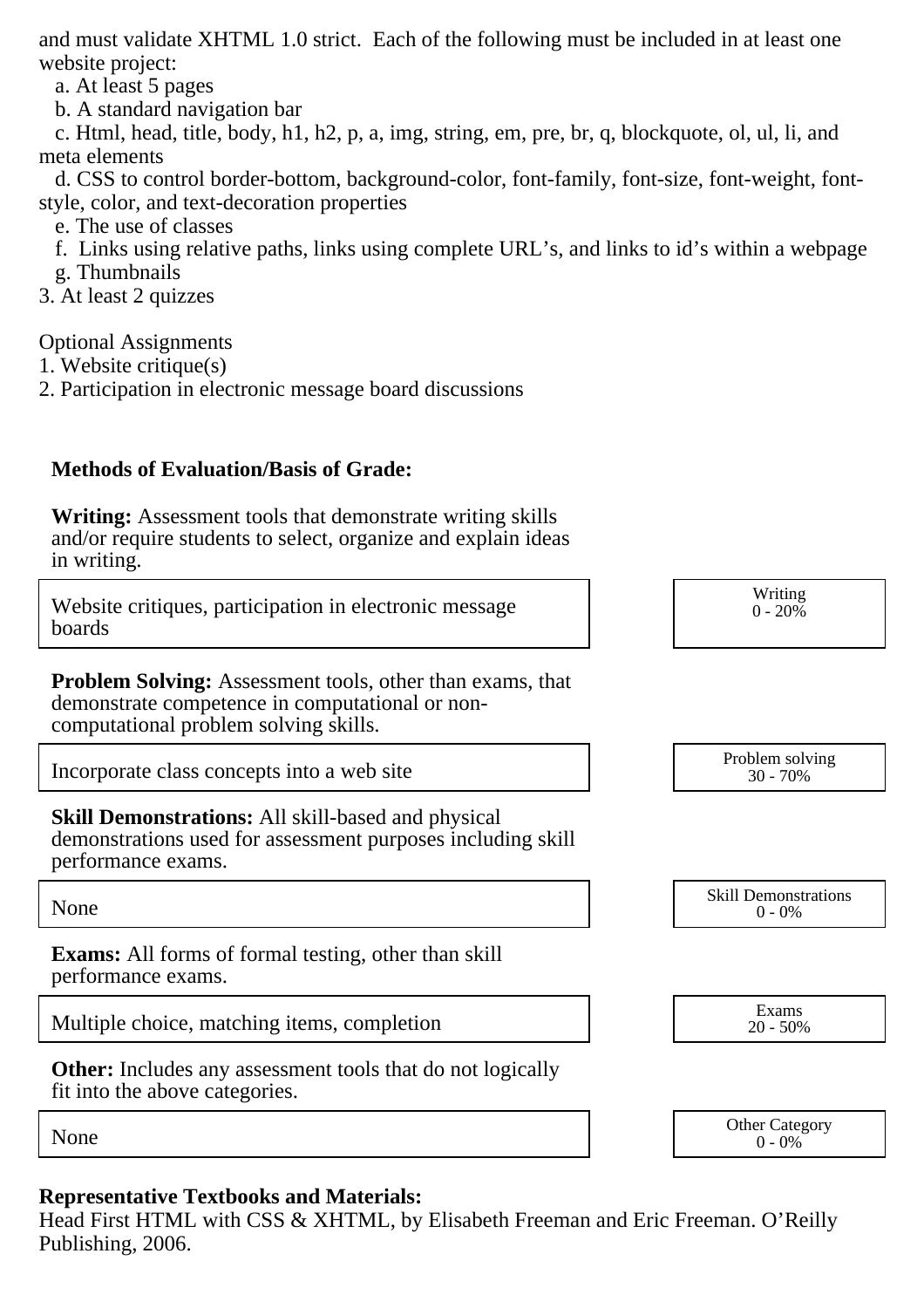and must validate XHTML 1.0 strict. Each of the following must be included in at least one website project:

a. At least 5 pages
b. A standard navigation bar
c. Html, head, title, body, h1, h2, p, a, img, string, em, pre, br, q, blockquote, ol, ul, li, and meta elements
d. CSS to control border-bottom, background-color, font-family, font-size, font-weight, font-style, color, and text-decoration properties
e. The use of classes
f. Links using relative paths, links using complete URL's, and links to id's within a webpage
g. Thumbnails

3. At least 2 quizzes

Optional Assignments
1. Website critique(s)
2. Participation in electronic message board discussions

**Methods of Evaluation/Basis of Grade:**

**Writing:** Assessment tools that demonstrate writing skills and/or require students to select, organize and explain ideas in writing.

| | |
|---|---|
| Website critiques, participation in electronic message boards | Writing 0 - 20% |

**Problem Solving:** Assessment tools, other than exams, that demonstrate competence in computational or non-computational problem solving skills.

| | |
|---|---|
| Incorporate class concepts into a web site | Problem solving 30 - 70% |

**Skill Demonstrations:** All skill-based and physical demonstrations used for assessment purposes including skill performance exams.

| | |
|---|---|
| None | Skill Demonstrations 0 - 0% |

**Exams:** All forms of formal testing, other than skill performance exams.

| | |
|---|---|
| Multiple choice, matching items, completion | Exams 20 - 50% |

**Other:** Includes any assessment tools that do not logically fit into the above categories.

| | |
|---|---|
| None | Other Category 0 - 0% |

**Representative Textbooks and Materials:**
Head First HTML with CSS & XHTML, by Elisabeth Freeman and Eric Freeman. O'Reilly Publishing, 2006.